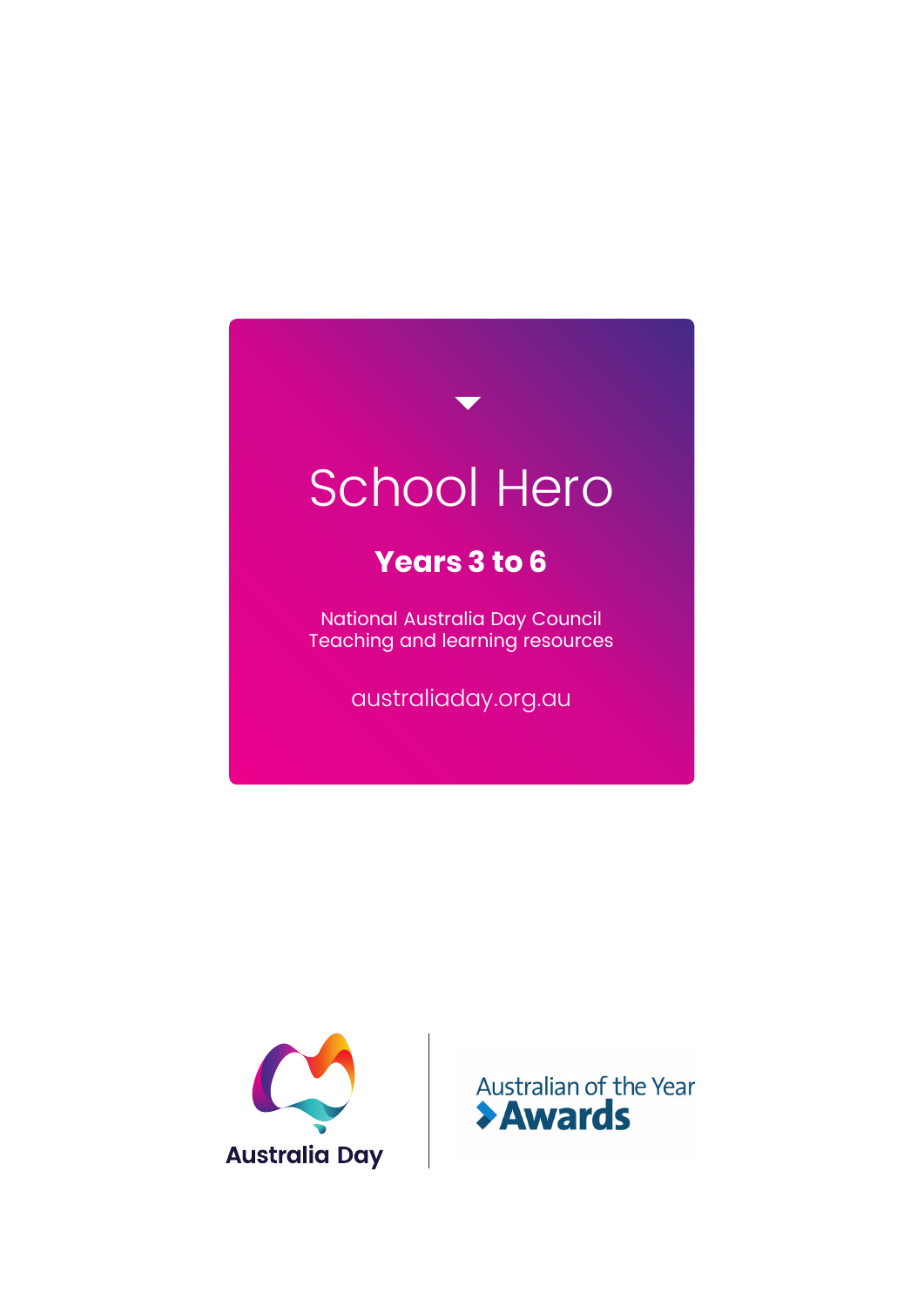# School Hero

**Years 3 to 6**

National Australia Day Council
Teaching and learning resources

australiaday.org.au

Australia Day

Australian of the Year Awards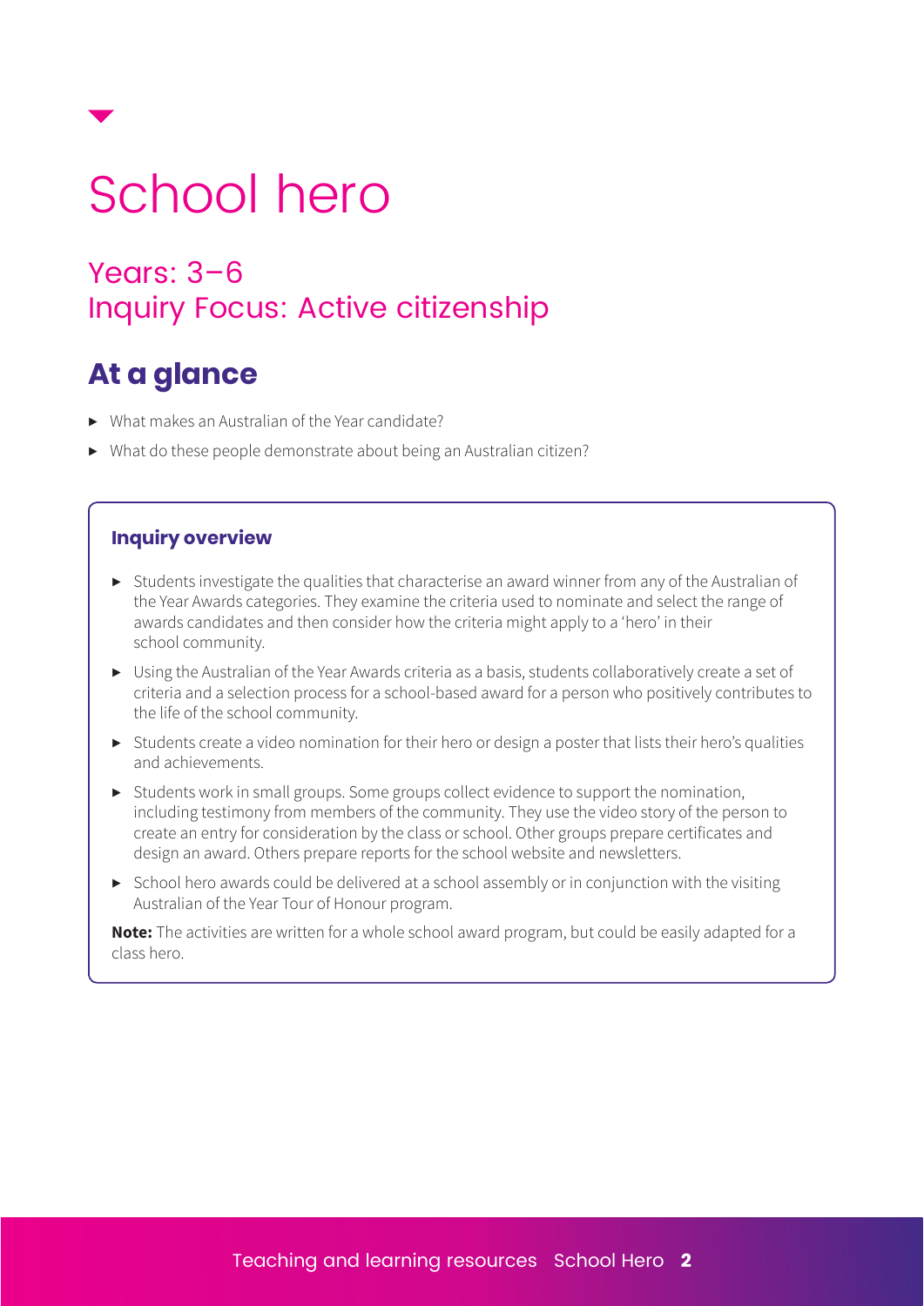# School hero

## Years: 3–6
## Inquiry Focus: Active citizenship

## At a glance

- What makes an Australian of the Year candidate?
- What do these people demonstrate about being an Australian citizen?

### Inquiry overview

- Students investigate the qualities that characterise an award winner from any of the Australian of the Year Awards categories. They examine the criteria used to nominate and select the range of awards candidates and then consider how the criteria might apply to a 'hero' in their school community.
- Using the Australian of the Year Awards criteria as a basis, students collaboratively create a set of criteria and a selection process for a school-based award for a person who positively contributes to the life of the school community.
- Students create a video nomination for their hero or design a poster that lists their hero's qualities and achievements.
- Students work in small groups. Some groups collect evidence to support the nomination, including testimony from members of the community. They use the video story of the person to create an entry for consideration by the class or school. Other groups prepare certificates and design an award. Others prepare reports for the school website and newsletters.
- School hero awards could be delivered at a school assembly or in conjunction with the visiting Australian of the Year Tour of Honour program.

**Note:** The activities are written for a whole school award program, but could be easily adapted for a class hero.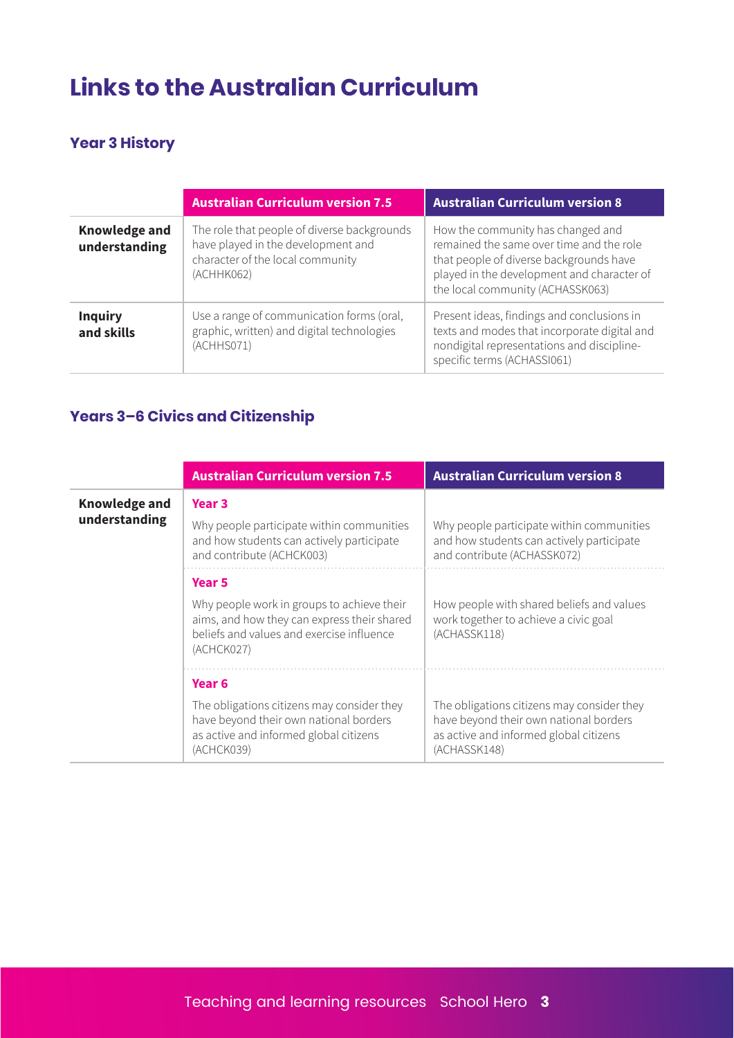# Links to the Australian Curriculum

## Year 3 History

| | Australian Curriculum version 7.5 | Australian Curriculum version 8 |
|---|---|---|
| **Knowledge and understanding** | The role that people of diverse backgrounds have played in the development and character of the local community (ACHHK062) | How the community has changed and remained the same over time and the role that people of diverse backgrounds have played in the development and character of the local community (ACHASSK063) |
| **Inquiry and skills** | Use a range of communication forms (oral, graphic, written) and digital technologies (ACHHS071) | Present ideas, findings and conclusions in texts and modes that incorporate digital and nondigital representations and discipline-specific terms (ACHASSI061) |

## Years 3–6 Civics and Citizenship

| | Australian Curriculum version 7.5 | Australian Curriculum version 8 |
|---|---|---|
| **Knowledge and understanding** | **Year 3** Why people participate within communities and how students can actively participate and contribute (ACHCK003) | Why people participate within communities and how students can actively participate and contribute (ACHASSK072) |
| | **Year 5** Why people work in groups to achieve their aims, and how they can express their shared beliefs and values and exercise influence (ACHCK027) | How people with shared beliefs and values work together to achieve a civic goal (ACHASSK118) |
| | **Year 6** The obligations citizens may consider they have beyond their own national borders as active and informed global citizens (ACHCK039) | The obligations citizens may consider they have beyond their own national borders as active and informed global citizens (ACHASSK148) |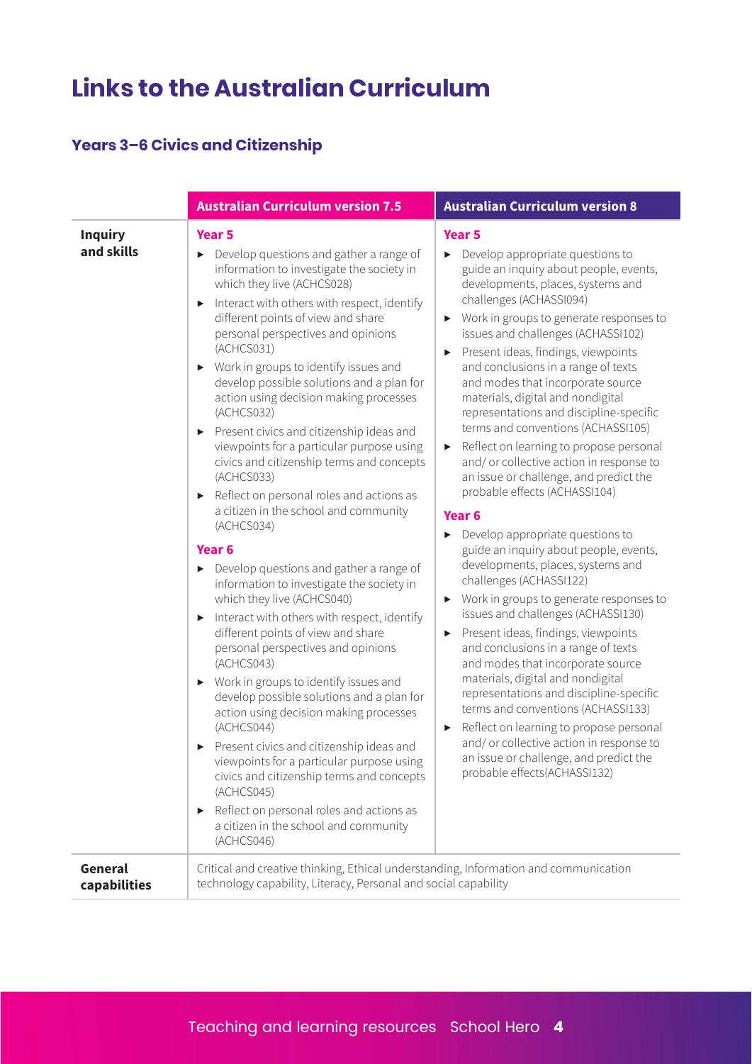# Links to the Australian Curriculum

## Years 3–6 Civics and Citizenship

| | Australian Curriculum version 7.5 | Australian Curriculum version 8 |
|---|---|---|
| **Inquiry and skills** | **Year 5**<br>▸ Develop questions and gather a range of information to investigate the society in which they live (ACHCS028)<br>▸ Interact with others with respect, identify different points of view and share personal perspectives and opinions (ACHCS031)<br>▸ Work in groups to identify issues and develop possible solutions and a plan for action using decision making processes (ACHCS032)<br>▸ Present civics and citizenship ideas and viewpoints for a particular purpose using civics and citizenship terms and concepts (ACHCS033)<br>▸ Reflect on personal roles and actions as a citizen in the school and community (ACHCS034)<br>**Year 6**<br>▸ Develop questions and gather a range of information to investigate the society in which they live (ACHCS040)<br>▸ Interact with others with respect, identify different points of view and share personal perspectives and opinions (ACHCS043)<br>▸ Work in groups to identify issues and develop possible solutions and a plan for action using decision making processes (ACHCS044)<br>▸ Present civics and citizenship ideas and viewpoints for a particular purpose using civics and citizenship terms and concepts (ACHCS045)<br>▸ Reflect on personal roles and actions as a citizen in the school and community (ACHCS046) | **Year 5**<br>▸ Develop appropriate questions to guide an inquiry about people, events, developments, places, systems and challenges (ACHASSI094)<br>▸ Work in groups to generate responses to issues and challenges (ACHASSI102)<br>▸ Present ideas, findings, viewpoints and conclusions in a range of texts and modes that incorporate source materials, digital and nondigital representations and discipline-specific terms and conventions (ACHASSI105)<br>▸ Reflect on learning to propose personal and/ or collective action in response to an issue or challenge, and predict the probable effects (ACHASSI104)<br>**Year 6**<br>▸ Develop appropriate questions to guide an inquiry about people, events, developments, places, systems and challenges (ACHASSI122)<br>▸ Work in groups to generate responses to issues and challenges (ACHASSI130)<br>▸ Present ideas, findings, viewpoints and conclusions in a range of texts and modes that incorporate source materials, digital and nondigital representations and discipline-specific terms and conventions (ACHASSI133)<br>▸ Reflect on learning to propose personal and/ or collective action in response to an issue or challenge, and predict the probable effects(ACHASSI132) |
| **General capabilities** | Critical and creative thinking, Ethical understanding, Information and communication technology capability, Literacy, Personal and social capability | |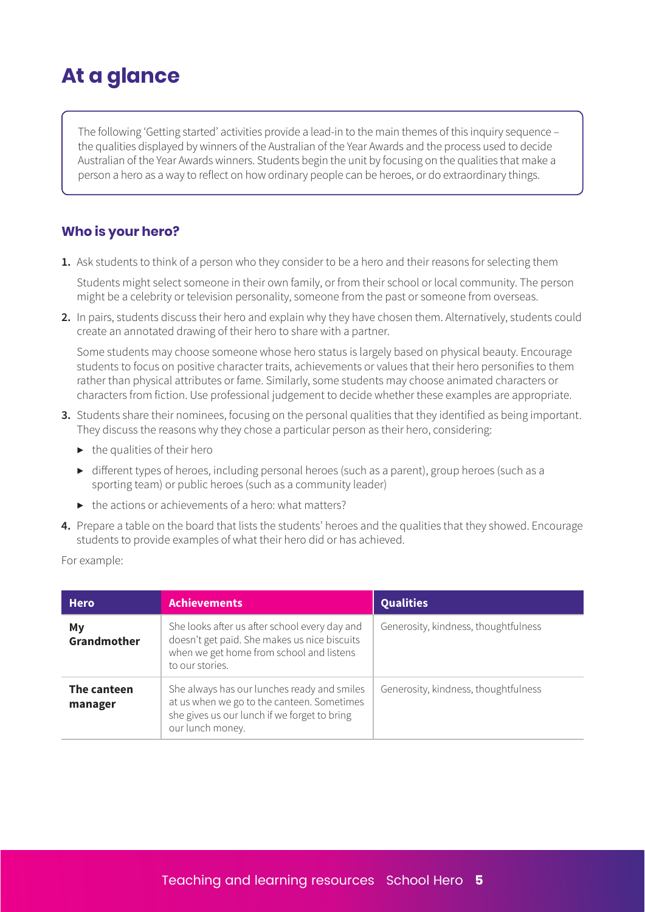# At a glance

The following 'Getting started' activities provide a lead-in to the main themes of this inquiry sequence – the qualities displayed by winners of the Australian of the Year Awards and the process used to decide Australian of the Year Awards winners. Students begin the unit by focusing on the qualities that make a person a hero as a way to reflect on how ordinary people can be heroes, or do extraordinary things.

## Who is your hero?

1. Ask students to think of a person who they consider to be a hero and their reasons for selecting them

   Students might select someone in their own family, or from their school or local community. The person might be a celebrity or television personality, someone from the past or someone from overseas.

2. In pairs, students discuss their hero and explain why they have chosen them. Alternatively, students could create an annotated drawing of their hero to share with a partner.

   Some students may choose someone whose hero status is largely based on physical beauty. Encourage students to focus on positive character traits, achievements or values that their hero personifies to them rather than physical attributes or fame. Similarly, some students may choose animated characters or characters from fiction. Use professional judgement to decide whether these examples are appropriate.

3. Students share their nominees, focusing on the personal qualities that they identified as being important. They discuss the reasons why they chose a particular person as their hero, considering:

   - the qualities of their hero
   - different types of heroes, including personal heroes (such as a parent), group heroes (such as a sporting team) or public heroes (such as a community leader)
   - the actions or achievements of a hero: what matters?

4. Prepare a table on the board that lists the students' heroes and the qualities that they showed. Encourage students to provide examples of what their hero did or has achieved.

For example:

| Hero | Achievements | Qualities |
|---|---|---|
| **My Grandmother** | She looks after us after school every day and doesn't get paid. She makes us nice biscuits when we get home from school and listens to our stories. | Generosity, kindness, thoughtfulness |
| **The canteen manager** | She always has our lunches ready and smiles at us when we go to the canteen. Sometimes she gives us our lunch if we forget to bring our lunch money. | Generosity, kindness, thoughtfulness |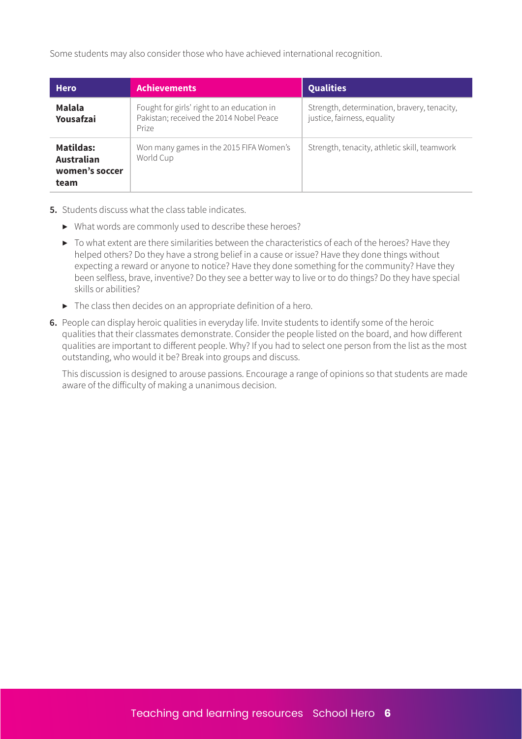Some students may also consider those who have achieved international recognition.

| Hero | Achievements | Qualities |
| --- | --- | --- |
| **Malala Yousafzai** | Fought for girls' right to an education in Pakistan; received the 2014 Nobel Peace Prize | Strength, determination, bravery, tenacity, justice, fairness, equality |
| **Matildas: Australian women's soccer team** | Won many games in the 2015 FIFA Women's World Cup | Strength, tenacity, athletic skill, teamwork |

5. Students discuss what the class table indicates.
   - What words are commonly used to describe these heroes?
   - To what extent are there similarities between the characteristics of each of the heroes? Have they helped others? Do they have a strong belief in a cause or issue? Have they done things without expecting a reward or anyone to notice? Have they done something for the community? Have they been selfless, brave, inventive? Do they see a better way to live or to do things? Do they have special skills or abilities?
   - The class then decides on an appropriate definition of a hero.
6. People can display heroic qualities in everyday life. Invite students to identify some of the heroic qualities that their classmates demonstrate. Consider the people listed on the board, and how different qualities are important to different people. Why? If you had to select one person from the list as the most outstanding, who would it be? Break into groups and discuss.

   This discussion is designed to arouse passions. Encourage a range of opinions so that students are made aware of the difficulty of making a unanimous decision.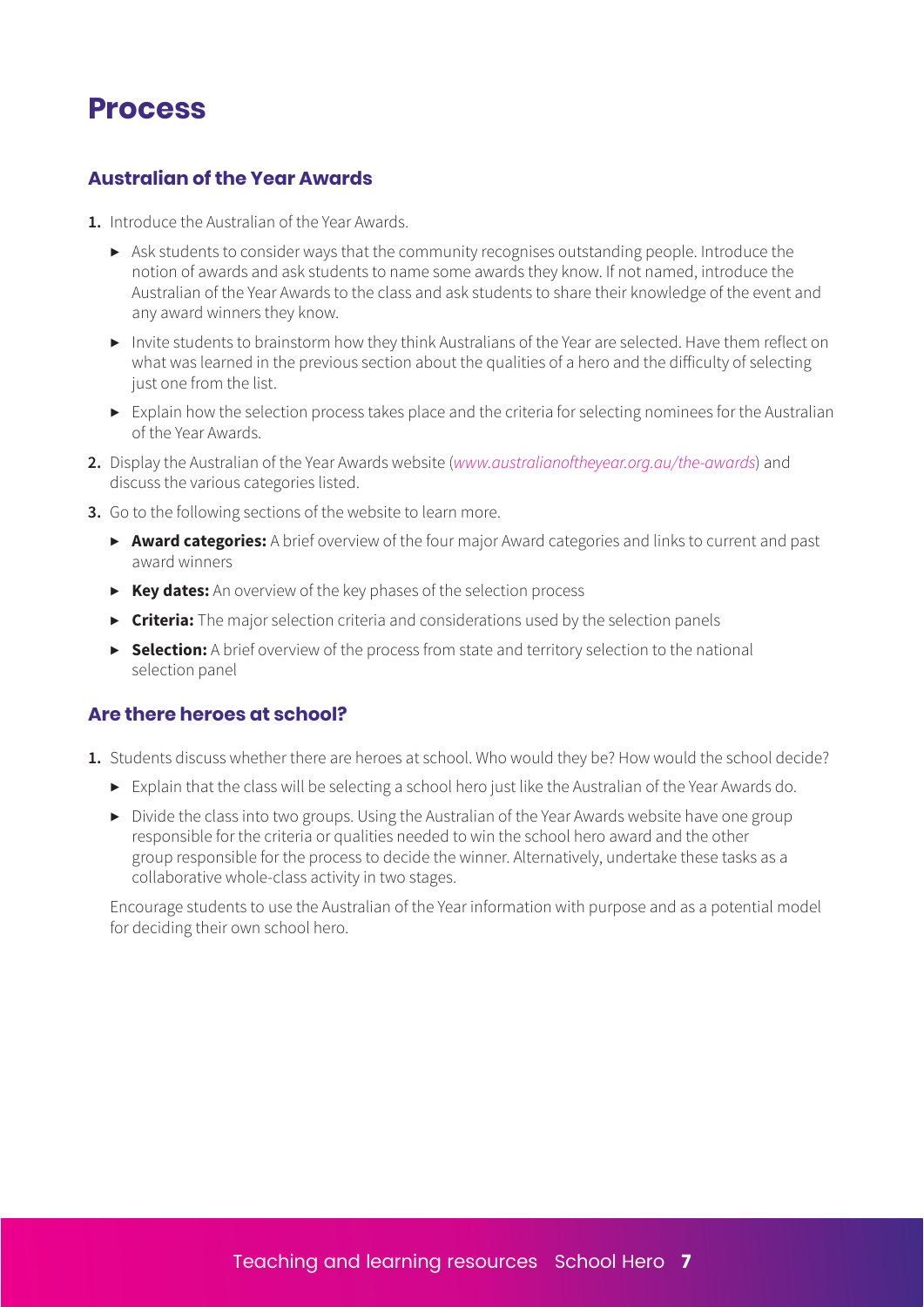# Process

## Australian of the Year Awards

1. Introduce the Australian of the Year Awards.
   - Ask students to consider ways that the community recognises outstanding people. Introduce the notion of awards and ask students to name some awards they know. If not named, introduce the Australian of the Year Awards to the class and ask students to share their knowledge of the event and any award winners they know.
   - Invite students to brainstorm how they think Australians of the Year are selected. Have them reflect on what was learned in the previous section about the qualities of a hero and the difficulty of selecting just one from the list.
   - Explain how the selection process takes place and the criteria for selecting nominees for the Australian of the Year Awards.
2. Display the Australian of the Year Awards website (*www.australianoftheyear.org.au/the-awards*) and discuss the various categories listed.
3. Go to the following sections of the website to learn more.
   - **Award categories:** A brief overview of the four major Award categories and links to current and past award winners
   - **Key dates:** An overview of the key phases of the selection process
   - **Criteria:** The major selection criteria and considerations used by the selection panels
   - **Selection:** A brief overview of the process from state and territory selection to the national selection panel

## Are there heroes at school?

1. Students discuss whether there are heroes at school. Who would they be? How would the school decide?
   - Explain that the class will be selecting a school hero just like the Australian of the Year Awards do.
   - Divide the class into two groups. Using the Australian of the Year Awards website have one group responsible for the criteria or qualities needed to win the school hero award and the other group responsible for the process to decide the winner. Alternatively, undertake these tasks as a collaborative whole-class activity in two stages.

   Encourage students to use the Australian of the Year information with purpose and as a potential model for deciding their own school hero.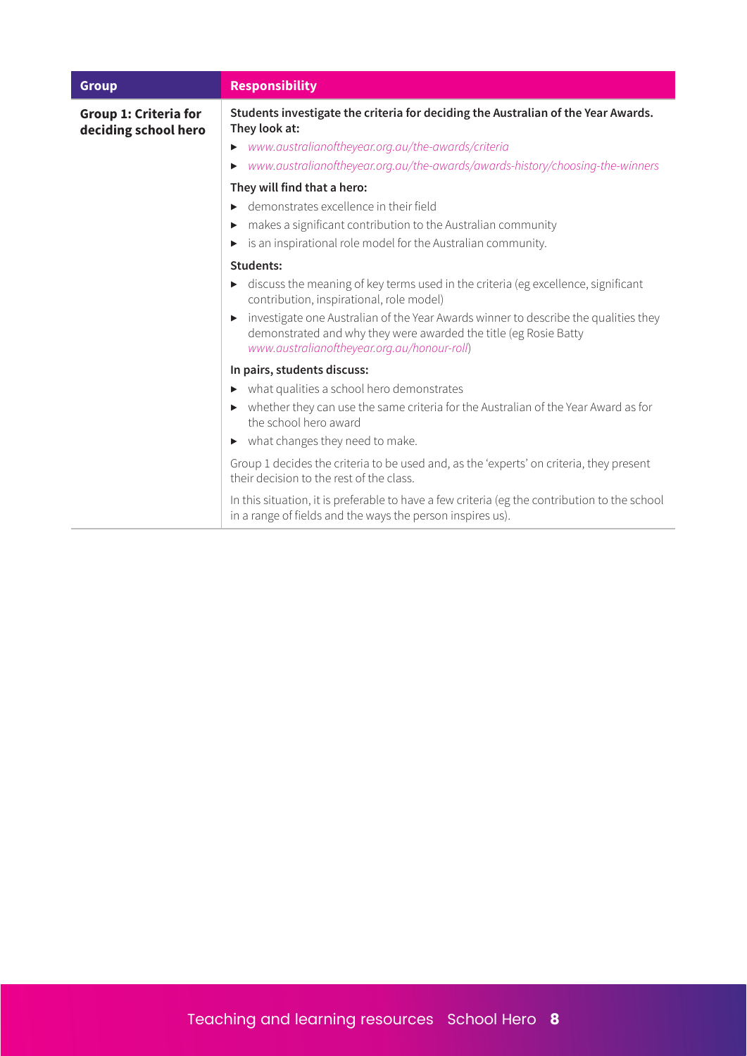| Group | Responsibility |
|---|---|
| **Group 1: Criteria for deciding school hero** | **Students investigate the criteria for deciding the Australian of the Year Awards. They look at:**<br>▸ *www.australianoftheyear.org.au/the-awards/criteria*<br>▸ *www.australianoftheyear.org.au/the-awards/awards-history/choosing-the-winners*<br><br>**They will find that a hero:**<br>▸ demonstrates excellence in their field<br>▸ makes a significant contribution to the Australian community<br>▸ is an inspirational role model for the Australian community.<br><br>**Students:**<br>▸ discuss the meaning of key terms used in the criteria (eg excellence, significant contribution, inspirational, role model)<br>▸ investigate one Australian of the Year Awards winner to describe the qualities they demonstrated and why they were awarded the title (eg Rosie Batty *www.australianoftheyear.org.au/honour-roll*)<br><br>**In pairs, students discuss:**<br>▸ what qualities a school hero demonstrates<br>▸ whether they can use the same criteria for the Australian of the Year Award as for the school hero award<br>▸ what changes they need to make.<br><br>Group 1 decides the criteria to be used and, as the 'experts' on criteria, they present their decision to the rest of the class.<br><br>In this situation, it is preferable to have a few criteria (eg the contribution to the school in a range of fields and the ways the person inspires us). |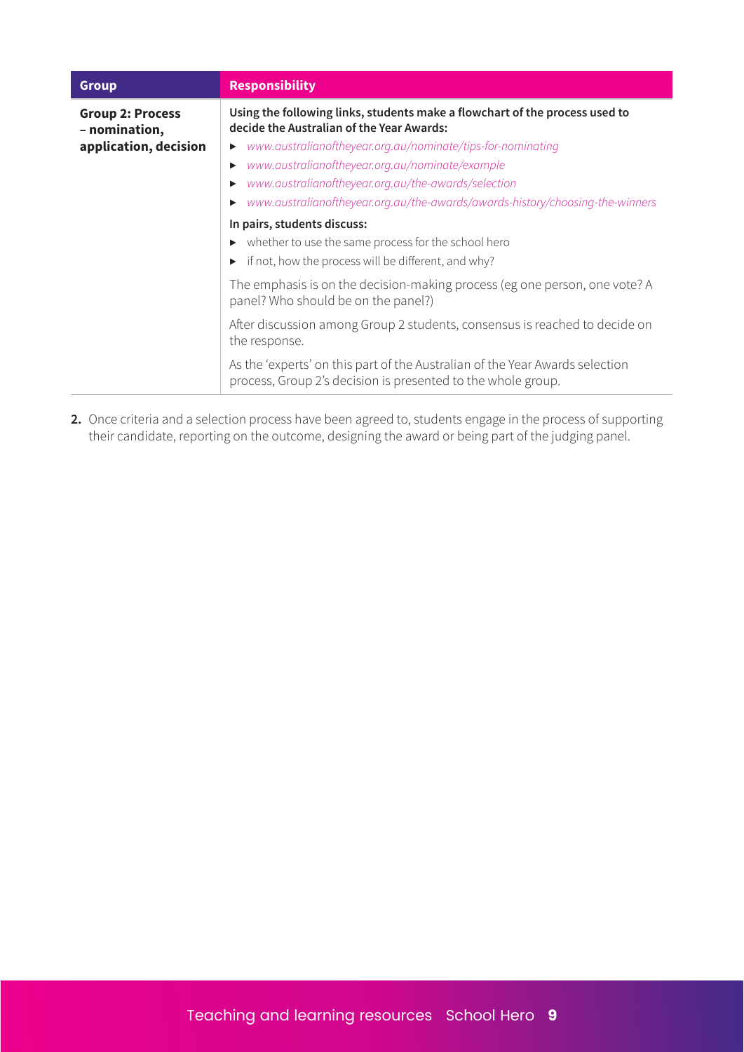| Group | Responsibility |
| --- | --- |
| **Group 2: Process – nomination, application, decision** | **Using the following links, students make a flowchart of the process used to decide the Australian of the Year Awards:**<br>▸ *www.australianoftheyear.org.au/nominate/tips-for-nominating*<br>▸ *www.australianoftheyear.org.au/nominate/example*<br>▸ *www.australianoftheyear.org.au/the-awards/selection*<br>▸ *www.australianoftheyear.org.au/the-awards/awards-history/choosing-the-winners*<br>**In pairs, students discuss:**<br>▸ whether to use the same process for the school hero<br>▸ if not, how the process will be different, and why?<br>The emphasis is on the decision-making process (eg one person, one vote? A panel? Who should be on the panel?)<br>After discussion among Group 2 students, consensus is reached to decide on the response.<br>As the 'experts' on this part of the Australian of the Year Awards selection process, Group 2's decision is presented to the whole group. |

**2.** Once criteria and a selection process have been agreed to, students engage in the process of supporting their candidate, reporting on the outcome, designing the award or being part of the judging panel.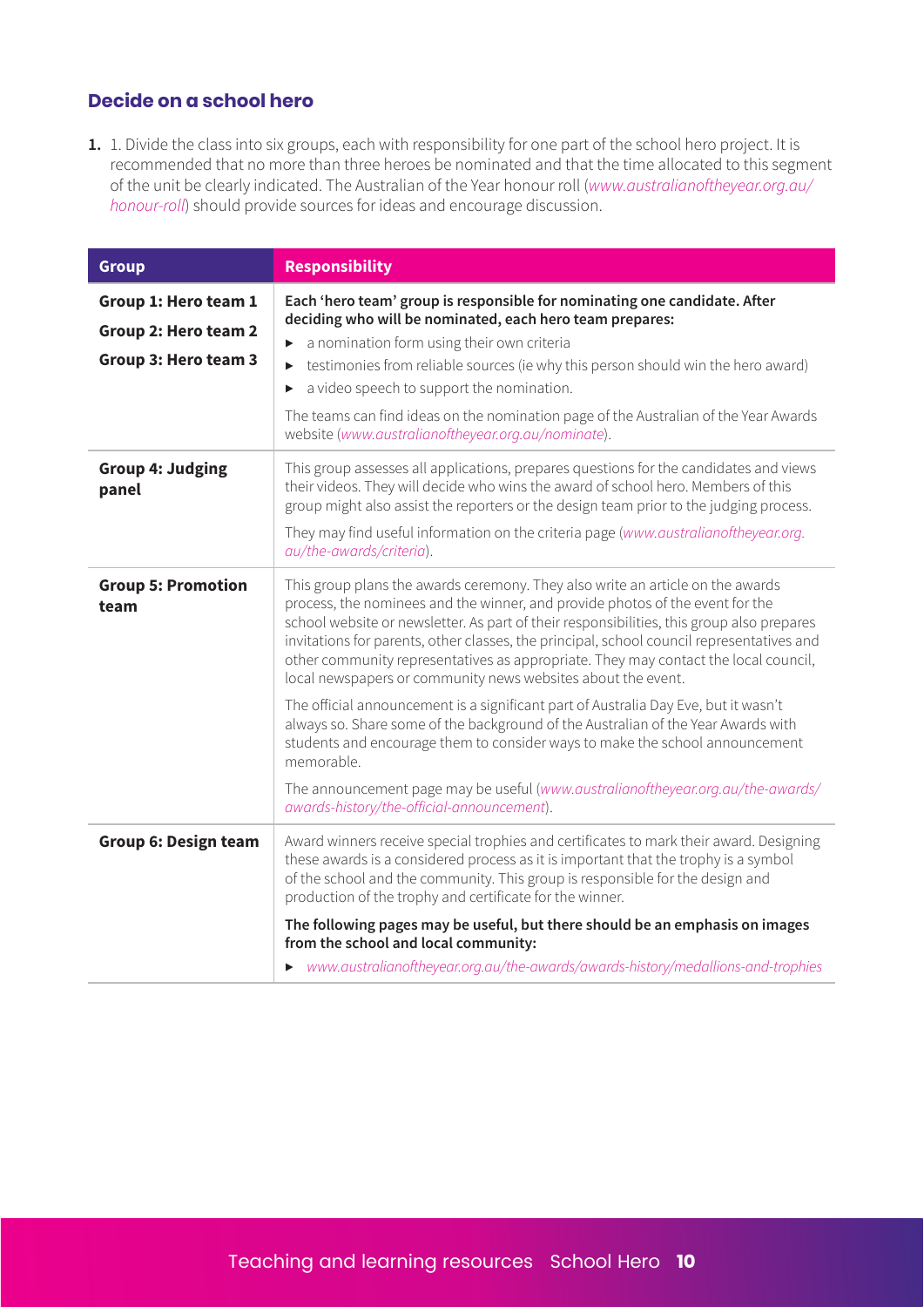## Decide on a school hero

1. 1. Divide the class into six groups, each with responsibility for one part of the school hero project. It is recommended that no more than three heroes be nominated and that the time allocated to this segment of the unit be clearly indicated. The Australian of the Year honour roll (*www.australianoftheyear.org.au/honour-roll*) should provide sources for ideas and encourage discussion.

| Group | Responsibility |
|---|---|
| **Group 1: Hero team 1**<br>**Group 2: Hero team 2**<br>**Group 3: Hero team 3** | **Each 'hero team' group is responsible for nominating one candidate. After deciding who will be nominated, each hero team prepares:**<br>▸ a nomination form using their own criteria<br>▸ testimonies from reliable sources (ie why this person should win the hero award)<br>▸ a video speech to support the nomination.<br><br>The teams can find ideas on the nomination page of the Australian of the Year Awards website (*www.australianoftheyear.org.au/nominate*). |
| **Group 4: Judging panel** | This group assesses all applications, prepares questions for the candidates and views their videos. They will decide who wins the award of school hero. Members of this group might also assist the reporters or the design team prior to the judging process.<br><br>They may find useful information on the criteria page (*www.australianoftheyear.org.au/the-awards/criteria*). |
| **Group 5: Promotion team** | This group plans the awards ceremony. They also write an article on the awards process, the nominees and the winner, and provide photos of the event for the school website or newsletter. As part of their responsibilities, this group also prepares invitations for parents, other classes, the principal, school council representatives and other community representatives as appropriate. They may contact the local council, local newspapers or community news websites about the event.<br><br>The official announcement is a significant part of Australia Day Eve, but it wasn't always so. Share some of the background of the Australian of the Year Awards with students and encourage them to consider ways to make the school announcement memorable.<br><br>The announcement page may be useful (*www.australianoftheyear.org.au/the-awards/awards-history/the-official-announcement*). |
| **Group 6: Design team** | Award winners receive special trophies and certificates to mark their award. Designing these awards is a considered process as it is important that the trophy is a symbol of the school and the community. This group is responsible for the design and production of the trophy and certificate for the winner.<br><br>**The following pages may be useful, but there should be an emphasis on images from the school and local community:**<br>▸ *www.australianoftheyear.org.au/the-awards/awards-history/medallions-and-trophies* |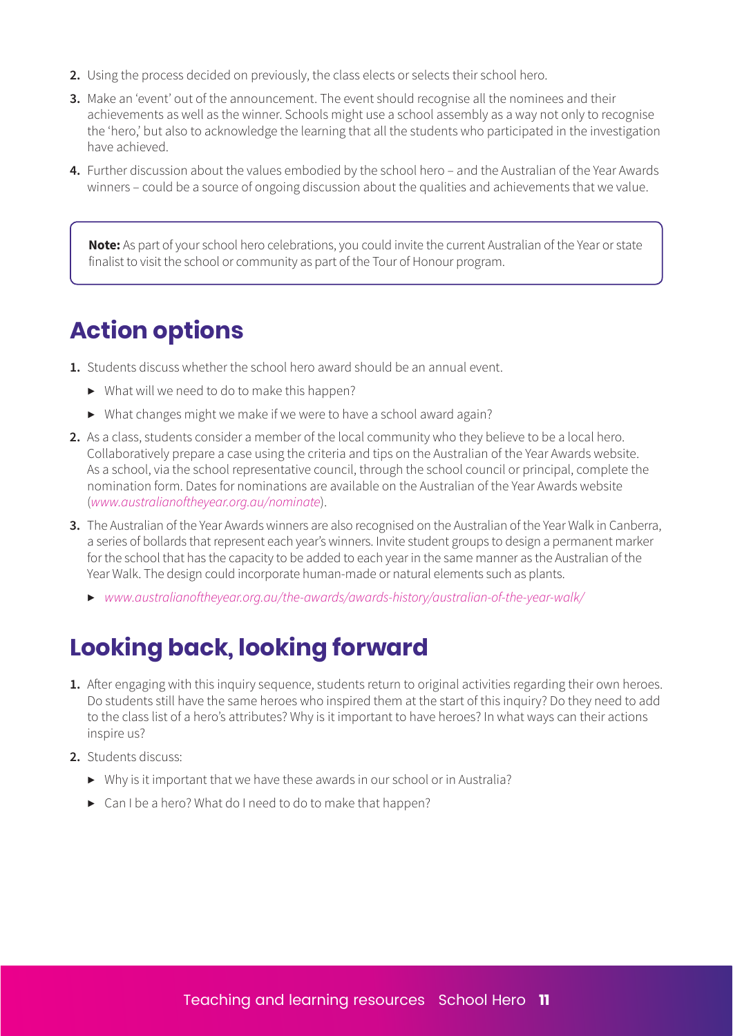2. Using the process decided on previously, the class elects or selects their school hero.
3. Make an 'event' out of the announcement. The event should recognise all the nominees and their achievements as well as the winner. Schools might use a school assembly as a way not only to recognise the 'hero,' but also to acknowledge the learning that all the students who participated in the investigation have achieved.
4. Further discussion about the values embodied by the school hero – and the Australian of the Year Awards winners – could be a source of ongoing discussion about the qualities and achievements that we value.

> **Note:** As part of your school hero celebrations, you could invite the current Australian of the Year or state finalist to visit the school or community as part of the Tour of Honour program.

## Action options

1. Students discuss whether the school hero award should be an annual event.
   - What will we need to do to make this happen?
   - What changes might we make if we were to have a school award again?
2. As a class, students consider a member of the local community who they believe to be a local hero. Collaboratively prepare a case using the criteria and tips on the Australian of the Year Awards website. As a school, via the school representative council, through the school council or principal, complete the nomination form. Dates for nominations are available on the Australian of the Year Awards website (*www.australianoftheyear.org.au/nominate*).
3. The Australian of the Year Awards winners are also recognised on the Australian of the Year Walk in Canberra, a series of bollards that represent each year's winners. Invite student groups to design a permanent marker for the school that has the capacity to be added to each year in the same manner as the Australian of the Year Walk. The design could incorporate human-made or natural elements such as plants.
   - *www.australianoftheyear.org.au/the-awards/awards-history/australian-of-the-year-walk/*

## Looking back, looking forward

1. After engaging with this inquiry sequence, students return to original activities regarding their own heroes. Do students still have the same heroes who inspired them at the start of this inquiry? Do they need to add to the class list of a hero's attributes? Why is it important to have heroes? In what ways can their actions inspire us?
2. Students discuss:
   - Why is it important that we have these awards in our school or in Australia?
   - Can I be a hero? What do I need to do to make that happen?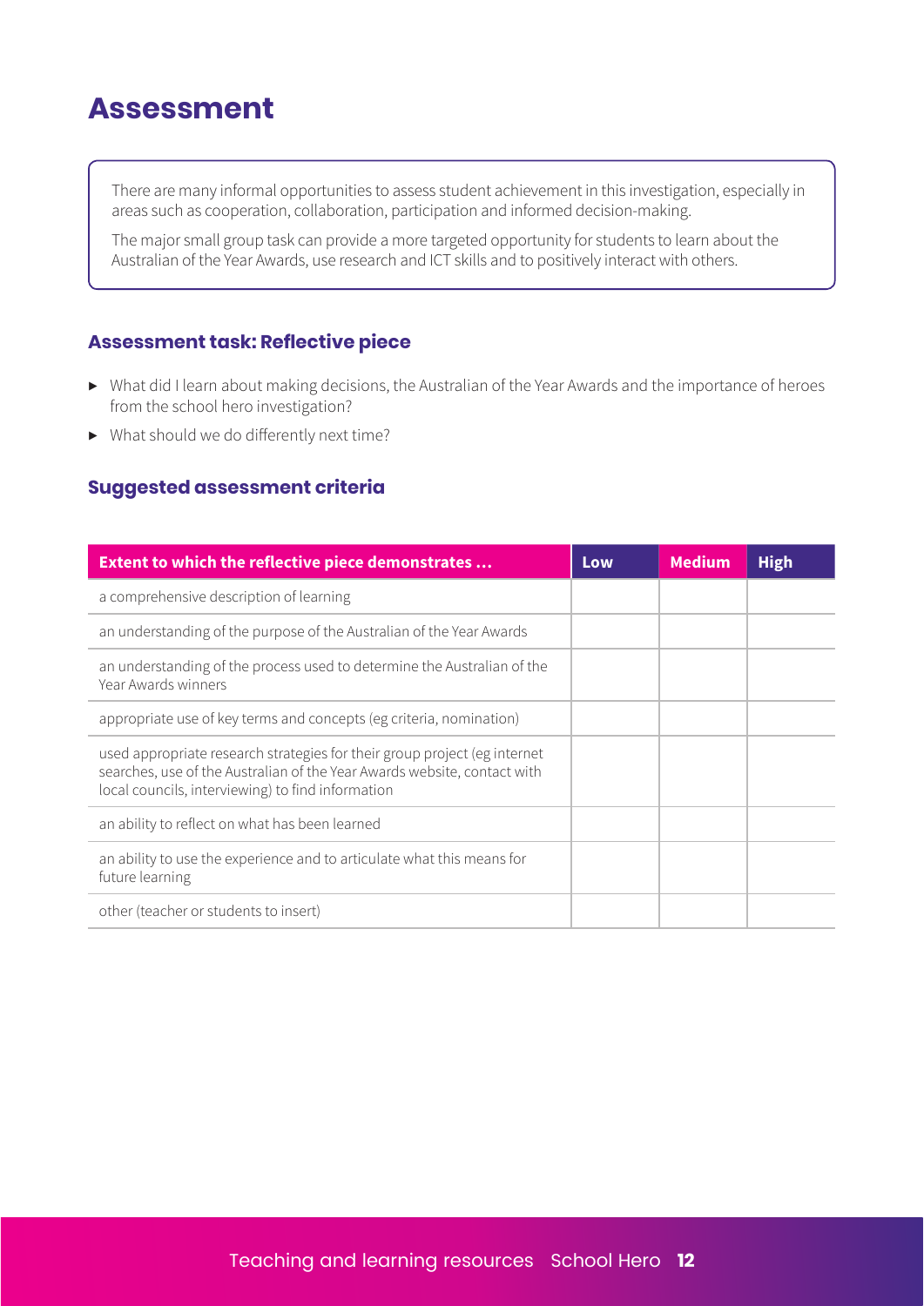# Assessment

There are many informal opportunities to assess student achievement in this investigation, especially in areas such as cooperation, collaboration, participation and informed decision-making.

The major small group task can provide a more targeted opportunity for students to learn about the Australian of the Year Awards, use research and ICT skills and to positively interact with others.

### Assessment task: Reflective piece

- What did I learn about making decisions, the Australian of the Year Awards and the importance of heroes from the school hero investigation?
- What should we do differently next time?

### Suggested assessment criteria

| Extent to which the reflective piece demonstrates … | Low | Medium | High |
|---|---|---|---|
| a comprehensive description of learning | | | |
| an understanding of the purpose of the Australian of the Year Awards | | | |
| an understanding of the process used to determine the Australian of the Year Awards winners | | | |
| appropriate use of key terms and concepts (eg criteria, nomination) | | | |
| used appropriate research strategies for their group project (eg internet searches, use of the Australian of the Year Awards website, contact with local councils, interviewing) to find information | | | |
| an ability to reflect on what has been learned | | | |
| an ability to use the experience and to articulate what this means for future learning | | | |
| other (teacher or students to insert) | | | |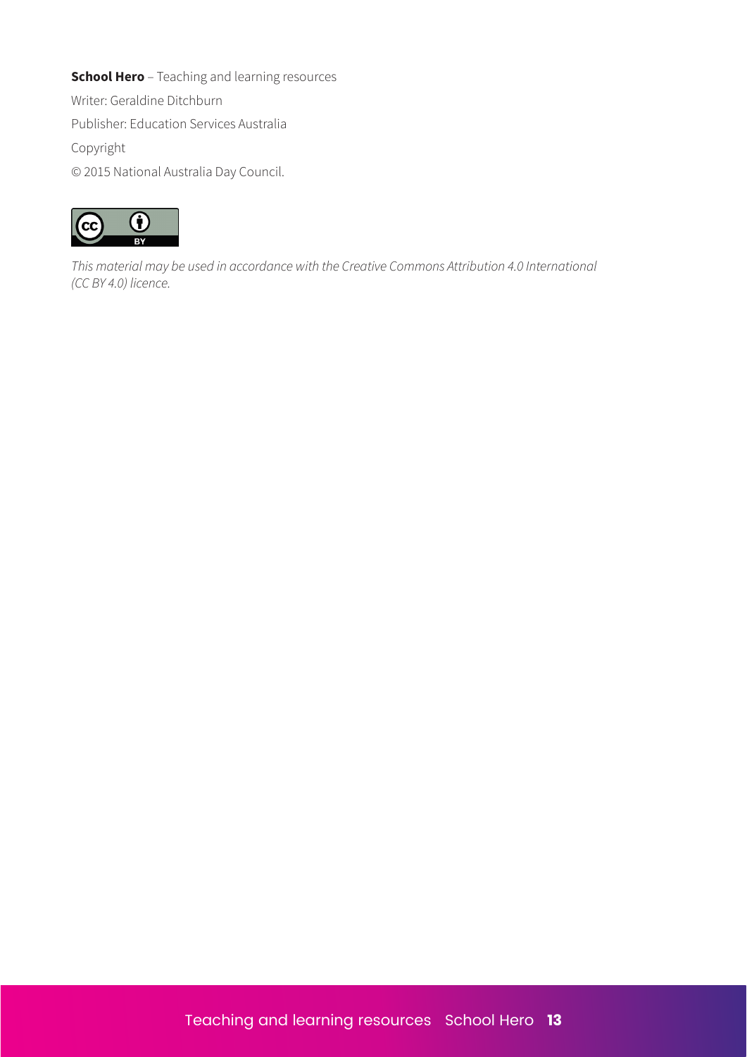**School Hero** – Teaching and learning resources

Writer: Geraldine Ditchburn

Publisher: Education Services Australia

Copyright

© 2015 National Australia Day Council.

*This material may be used in accordance with the Creative Commons Attribution 4.0 International (CC BY 4.0) licence.*